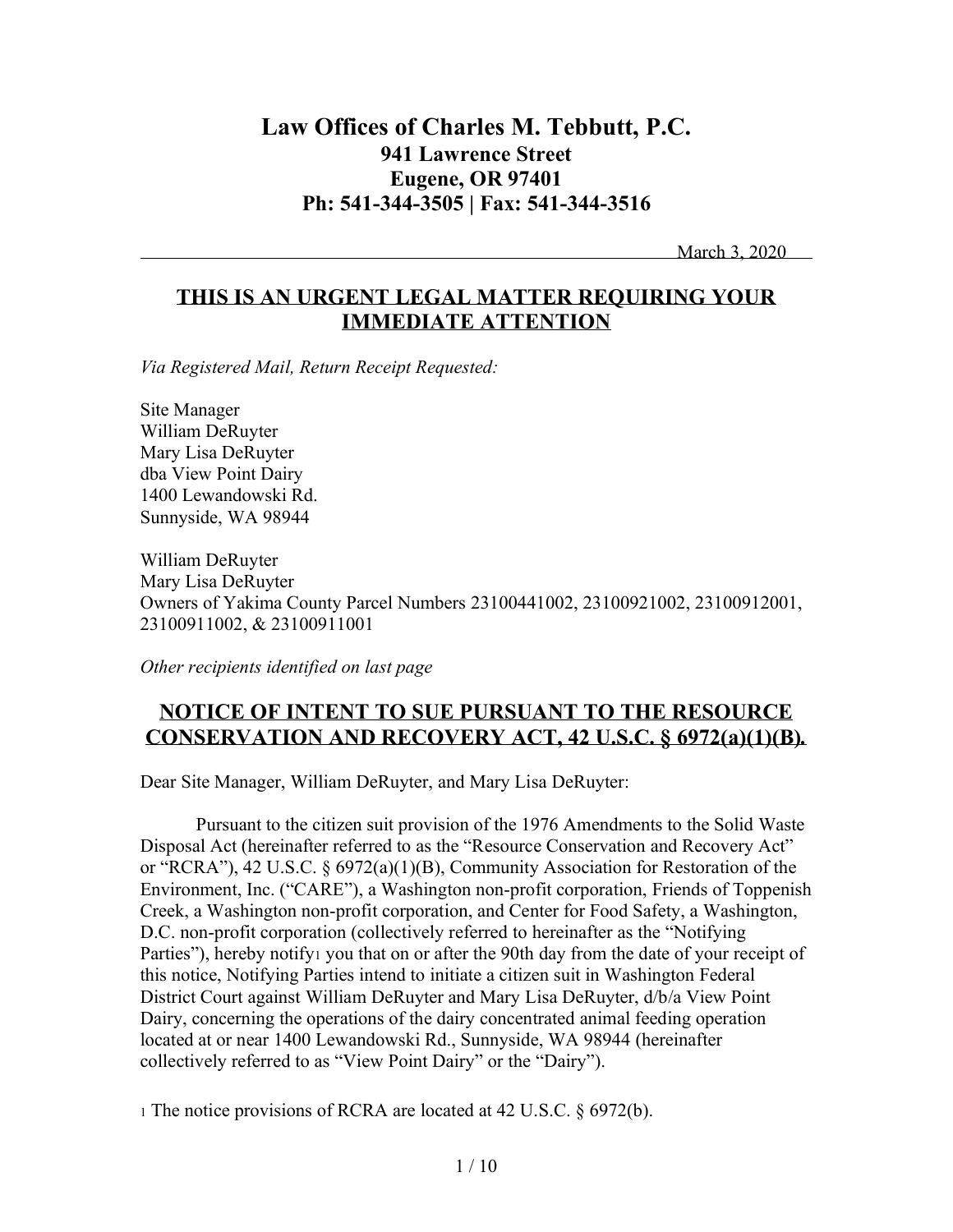# Law Offices of Charles M. Tebbutt, P.C.

**941 Lawrence Street**
**Eugene, OR 97401**
**Ph: 541-344-3505 | Fax: 541-344-3516**

March 3, 2020

## THIS IS AN URGENT LEGAL MATTER REQUIRING YOUR IMMEDIATE ATTENTION

*Via Registered Mail, Return Receipt Requested:*

Site Manager
William DeRuyter
Mary Lisa DeRuyter
dba View Point Dairy
1400 Lewandowski Rd.
Sunnyside, WA 98944

William DeRuyter
Mary Lisa DeRuyter
Owners of Yakima County Parcel Numbers 23100441002, 23100921002, 23100912001, 23100911002, & 23100911001

*Other recipients identified on last page*

## NOTICE OF INTENT TO SUE PURSUANT TO THE RESOURCE CONSERVATION AND RECOVERY ACT, 42 U.S.C. § 6972(a)(1)(B).

Dear Site Manager, William DeRuyter, and Mary Lisa DeRuyter:

Pursuant to the citizen suit provision of the 1976 Amendments to the Solid Waste Disposal Act (hereinafter referred to as the "Resource Conservation and Recovery Act" or "RCRA"), 42 U.S.C. § 6972(a)(1)(B), Community Association for Restoration of the Environment, Inc. ("CARE"), a Washington non-profit corporation, Friends of Toppenish Creek, a Washington non-profit corporation, and Center for Food Safety, a Washington, D.C. non-profit corporation (collectively referred to hereinafter as the "Notifying Parties"), hereby notify[1] you that on or after the 90th day from the date of your receipt of this notice, Notifying Parties intend to initiate a citizen suit in Washington Federal District Court against William DeRuyter and Mary Lisa DeRuyter, d/b/a View Point Dairy, concerning the operations of the dairy concentrated animal feeding operation located at or near 1400 Lewandowski Rd., Sunnyside, WA 98944 (hereinafter collectively referred to as "View Point Dairy" or the "Dairy").

[1] The notice provisions of RCRA are located at 42 U.S.C. § 6972(b).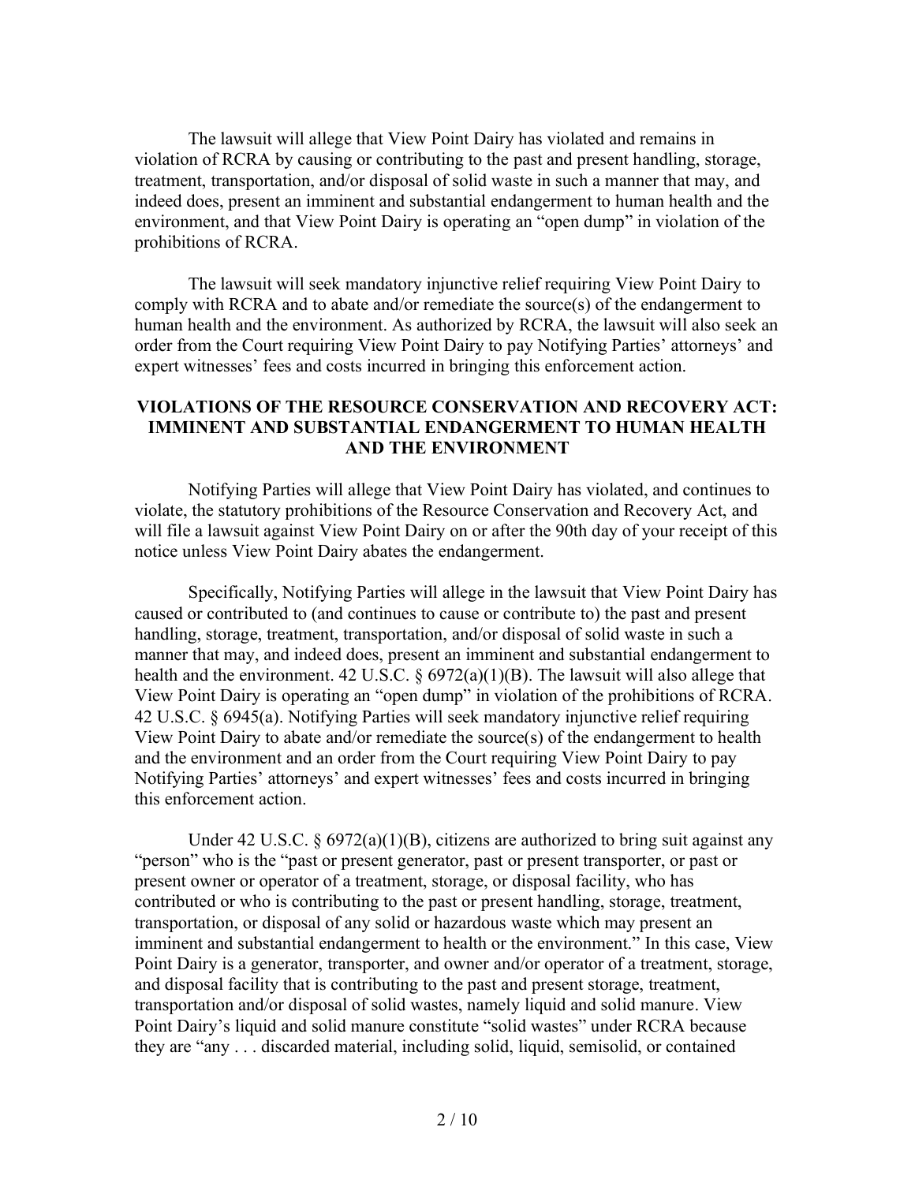The lawsuit will allege that View Point Dairy has violated and remains in violation of RCRA by causing or contributing to the past and present handling, storage, treatment, transportation, and/or disposal of solid waste in such a manner that may, and indeed does, present an imminent and substantial endangerment to human health and the environment, and that View Point Dairy is operating an "open dump" in violation of the prohibitions of RCRA.

The lawsuit will seek mandatory injunctive relief requiring View Point Dairy to comply with RCRA and to abate and/or remediate the source(s) of the endangerment to human health and the environment. As authorized by RCRA, the lawsuit will also seek an order from the Court requiring View Point Dairy to pay Notifying Parties' attorneys' and expert witnesses' fees and costs incurred in bringing this enforcement action.

## VIOLATIONS OF THE RESOURCE CONSERVATION AND RECOVERY ACT: IMMINENT AND SUBSTANTIAL ENDANGERMENT TO HUMAN HEALTH AND THE ENVIRONMENT

Notifying Parties will allege that View Point Dairy has violated, and continues to violate, the statutory prohibitions of the Resource Conservation and Recovery Act, and will file a lawsuit against View Point Dairy on or after the 90th day of your receipt of this notice unless View Point Dairy abates the endangerment.

Specifically, Notifying Parties will allege in the lawsuit that View Point Dairy has caused or contributed to (and continues to cause or contribute to) the past and present handling, storage, treatment, transportation, and/or disposal of solid waste in such a manner that may, and indeed does, present an imminent and substantial endangerment to health and the environment. 42 U.S.C. § 6972(a)(1)(B). The lawsuit will also allege that View Point Dairy is operating an "open dump" in violation of the prohibitions of RCRA. 42 U.S.C. § 6945(a). Notifying Parties will seek mandatory injunctive relief requiring View Point Dairy to abate and/or remediate the source(s) of the endangerment to health and the environment and an order from the Court requiring View Point Dairy to pay Notifying Parties' attorneys' and expert witnesses' fees and costs incurred in bringing this enforcement action.

Under 42 U.S.C. § 6972(a)(1)(B), citizens are authorized to bring suit against any "person" who is the "past or present generator, past or present transporter, or past or present owner or operator of a treatment, storage, or disposal facility, who has contributed or who is contributing to the past or present handling, storage, treatment, transportation, or disposal of any solid or hazardous waste which may present an imminent and substantial endangerment to health or the environment." In this case, View Point Dairy is a generator, transporter, and owner and/or operator of a treatment, storage, and disposal facility that is contributing to the past and present storage, treatment, transportation and/or disposal of solid wastes, namely liquid and solid manure. View Point Dairy's liquid and solid manure constitute "solid wastes" under RCRA because they are "any . . . discarded material, including solid, liquid, semisolid, or contained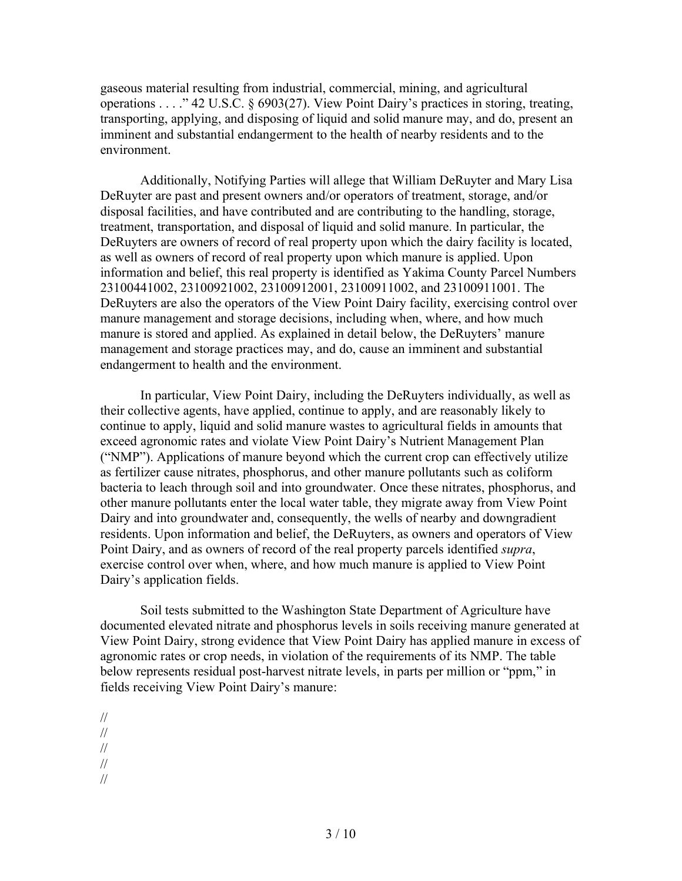gaseous material resulting from industrial, commercial, mining, and agricultural operations . . . ." 42 U.S.C. § 6903(27). View Point Dairy's practices in storing, treating, transporting, applying, and disposing of liquid and solid manure may, and do, present an imminent and substantial endangerment to the health of nearby residents and to the environment.

Additionally, Notifying Parties will allege that William DeRuyter and Mary Lisa DeRuyter are past and present owners and/or operators of treatment, storage, and/or disposal facilities, and have contributed and are contributing to the handling, storage, treatment, transportation, and disposal of liquid and solid manure. In particular, the DeRuyters are owners of record of real property upon which the dairy facility is located, as well as owners of record of real property upon which manure is applied. Upon information and belief, this real property is identified as Yakima County Parcel Numbers 23100441002, 23100921002, 23100912001, 23100911002, and 23100911001. The DeRuyters are also the operators of the View Point Dairy facility, exercising control over manure management and storage decisions, including when, where, and how much manure is stored and applied. As explained in detail below, the DeRuyters' manure management and storage practices may, and do, cause an imminent and substantial endangerment to health and the environment.

In particular, View Point Dairy, including the DeRuyters individually, as well as their collective agents, have applied, continue to apply, and are reasonably likely to continue to apply, liquid and solid manure wastes to agricultural fields in amounts that exceed agronomic rates and violate View Point Dairy's Nutrient Management Plan ("NMP"). Applications of manure beyond which the current crop can effectively utilize as fertilizer cause nitrates, phosphorus, and other manure pollutants such as coliform bacteria to leach through soil and into groundwater. Once these nitrates, phosphorus, and other manure pollutants enter the local water table, they migrate away from View Point Dairy and into groundwater and, consequently, the wells of nearby and downgradient residents. Upon information and belief, the DeRuyters, as owners and operators of View Point Dairy, and as owners of record of the real property parcels identified *supra*, exercise control over when, where, and how much manure is applied to View Point Dairy's application fields.

Soil tests submitted to the Washington State Department of Agriculture have documented elevated nitrate and phosphorus levels in soils receiving manure generated at View Point Dairy, strong evidence that View Point Dairy has applied manure in excess of agronomic rates or crop needs, in violation of the requirements of its NMP. The table below represents residual post-harvest nitrate levels, in parts per million or "ppm," in fields receiving View Point Dairy's manure:

//
//
//
//
//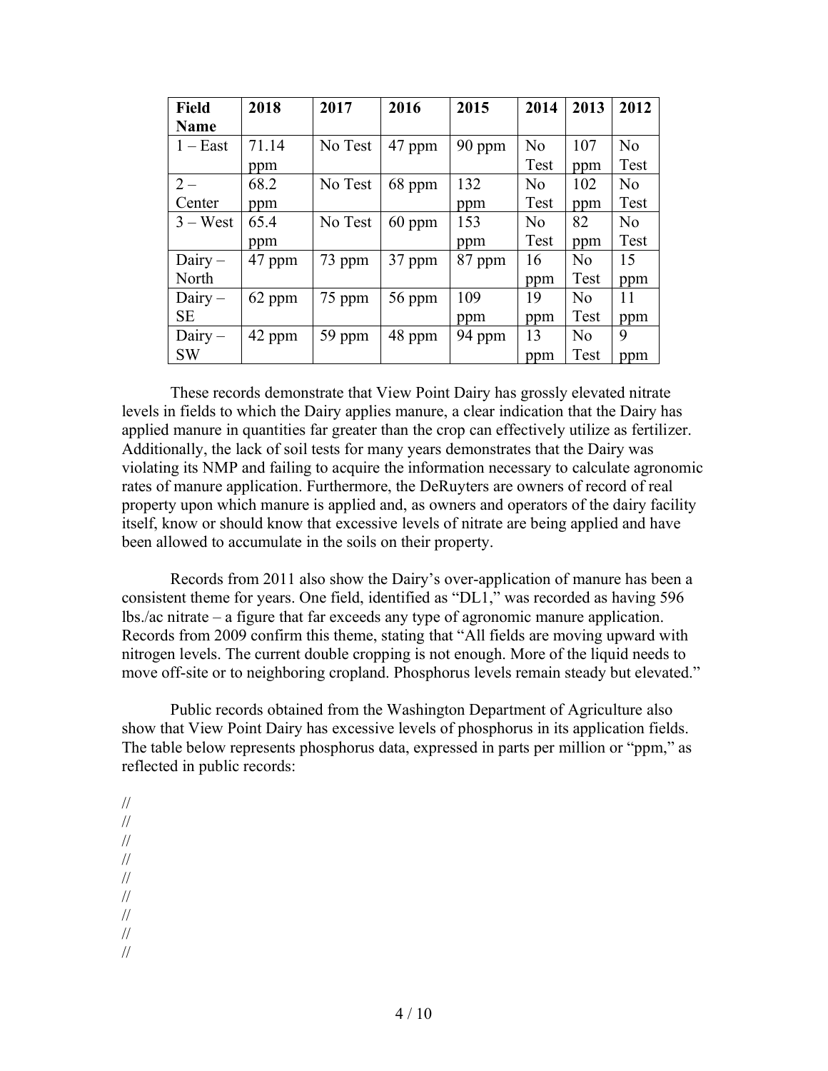| Field Name | 2018 | 2017 | 2016 | 2015 | 2014 | 2013 | 2012 |
|---|---|---|---|---|---|---|---|
| 1 – East | 71.14 ppm | No Test | 47 ppm | 90 ppm | No Test | 107 ppm | No Test |
| 2 – Center | 68.2 ppm | No Test | 68 ppm | 132 ppm | No Test | 102 ppm | No Test |
| 3 – West | 65.4 ppm | No Test | 60 ppm | 153 ppm | No Test | 82 ppm | No Test |
| Dairy – North | 47 ppm | 73 ppm | 37 ppm | 87 ppm | 16 ppm | No Test | 15 ppm |
| Dairy – SE | 62 ppm | 75 ppm | 56 ppm | 109 ppm | 19 ppm | No Test | 11 ppm |
| Dairy – SW | 42 ppm | 59 ppm | 48 ppm | 94 ppm | 13 ppm | No Test | 9 ppm |

These records demonstrate that View Point Dairy has grossly elevated nitrate levels in fields to which the Dairy applies manure, a clear indication that the Dairy has applied manure in quantities far greater than the crop can effectively utilize as fertilizer. Additionally, the lack of soil tests for many years demonstrates that the Dairy was violating its NMP and failing to acquire the information necessary to calculate agronomic rates of manure application. Furthermore, the DeRuyters are owners of record of real property upon which manure is applied and, as owners and operators of the dairy facility itself, know or should know that excessive levels of nitrate are being applied and have been allowed to accumulate in the soils on their property.

Records from 2011 also show the Dairy's over-application of manure has been a consistent theme for years. One field, identified as "DL1," was recorded as having 596 lbs./ac nitrate – a figure that far exceeds any type of agronomic manure application. Records from 2009 confirm this theme, stating that "All fields are moving upward with nitrogen levels. The current double cropping is not enough. More of the liquid needs to move off-site or to neighboring cropland. Phosphorus levels remain steady but elevated."

Public records obtained from the Washington Department of Agriculture also show that View Point Dairy has excessive levels of phosphorus in its application fields. The table below represents phosphorus data, expressed in parts per million or "ppm," as reflected in public records:

//
//
//
//
//
//
//
//
//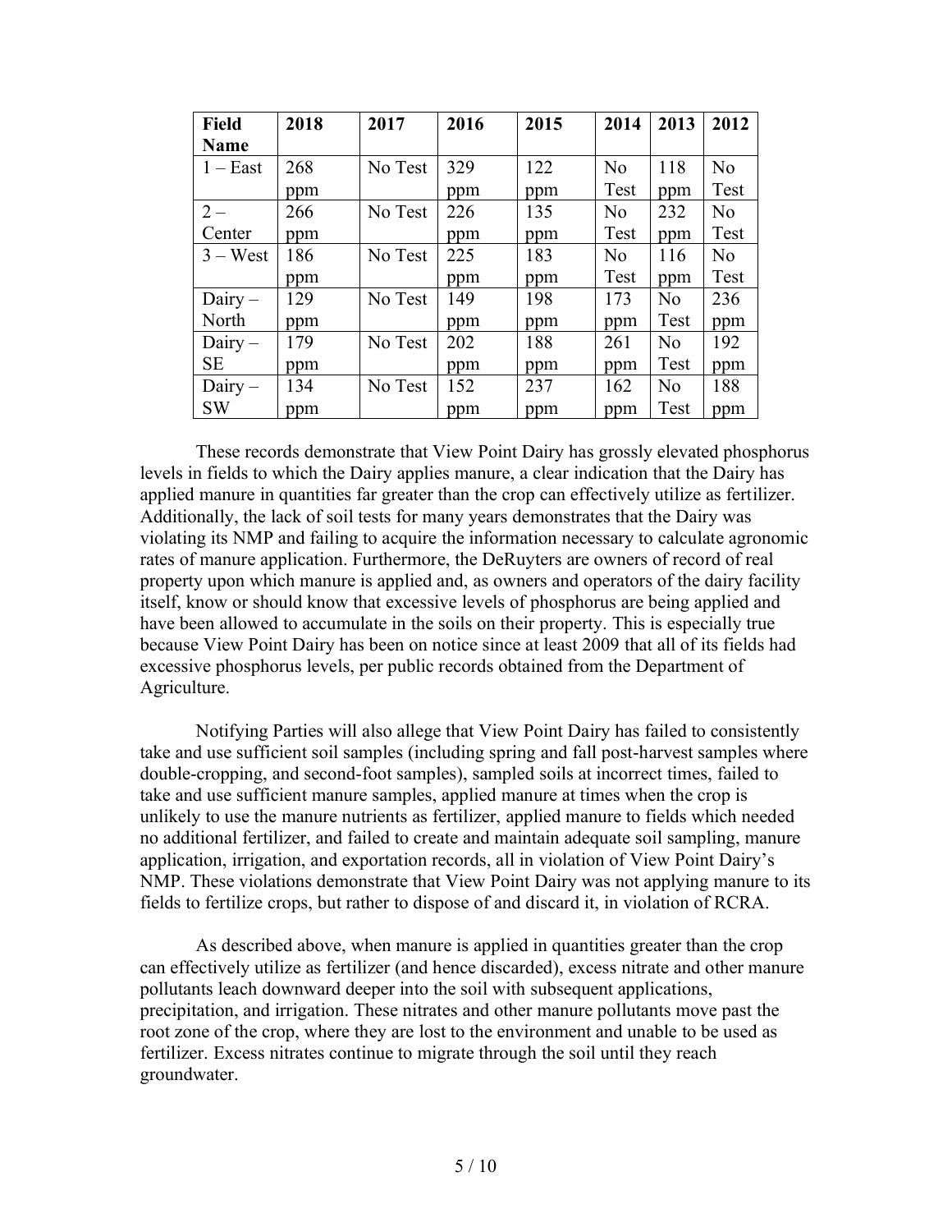| Field Name | 2018 | 2017 | 2016 | 2015 | 2014 | 2013 | 2012 |
|---|---|---|---|---|---|---|---|
| 1 – East | 268 ppm | No Test | 329 ppm | 122 ppm | No Test | 118 ppm | No Test |
| 2 – Center | 266 ppm | No Test | 226 ppm | 135 ppm | No Test | 232 ppm | No Test |
| 3 – West | 186 ppm | No Test | 225 ppm | 183 ppm | No Test | 116 ppm | No Test |
| Dairy – North | 129 ppm | No Test | 149 ppm | 198 ppm | 173 ppm | No Test | 236 ppm |
| Dairy – SE | 179 ppm | No Test | 202 ppm | 188 ppm | 261 ppm | No Test | 192 ppm |
| Dairy – SW | 134 ppm | No Test | 152 ppm | 237 ppm | 162 ppm | No Test | 188 ppm |

These records demonstrate that View Point Dairy has grossly elevated phosphorus levels in fields to which the Dairy applies manure, a clear indication that the Dairy has applied manure in quantities far greater than the crop can effectively utilize as fertilizer. Additionally, the lack of soil tests for many years demonstrates that the Dairy was violating its NMP and failing to acquire the information necessary to calculate agronomic rates of manure application. Furthermore, the DeRuyters are owners of record of real property upon which manure is applied and, as owners and operators of the dairy facility itself, know or should know that excessive levels of phosphorus are being applied and have been allowed to accumulate in the soils on their property. This is especially true because View Point Dairy has been on notice since at least 2009 that all of its fields had excessive phosphorus levels, per public records obtained from the Department of Agriculture.

Notifying Parties will also allege that View Point Dairy has failed to consistently take and use sufficient soil samples (including spring and fall post-harvest samples where double-cropping, and second-foot samples), sampled soils at incorrect times, failed to take and use sufficient manure samples, applied manure at times when the crop is unlikely to use the manure nutrients as fertilizer, applied manure to fields which needed no additional fertilizer, and failed to create and maintain adequate soil sampling, manure application, irrigation, and exportation records, all in violation of View Point Dairy's NMP. These violations demonstrate that View Point Dairy was not applying manure to its fields to fertilize crops, but rather to dispose of and discard it, in violation of RCRA.

As described above, when manure is applied in quantities greater than the crop can effectively utilize as fertilizer (and hence discarded), excess nitrate and other manure pollutants leach downward deeper into the soil with subsequent applications, precipitation, and irrigation. These nitrates and other manure pollutants move past the root zone of the crop, where they are lost to the environment and unable to be used as fertilizer. Excess nitrates continue to migrate through the soil until they reach groundwater.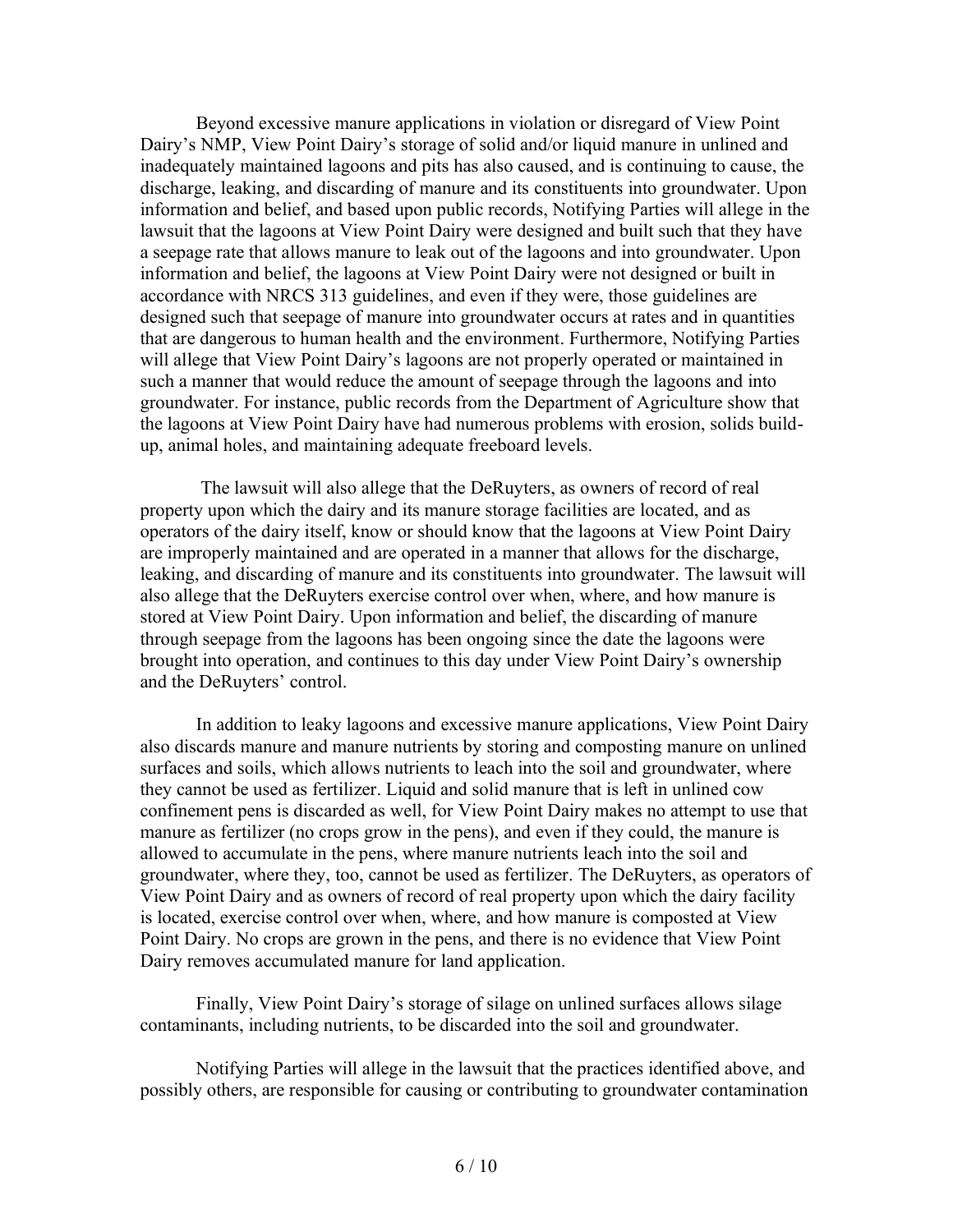Beyond excessive manure applications in violation or disregard of View Point Dairy's NMP, View Point Dairy's storage of solid and/or liquid manure in unlined and inadequately maintained lagoons and pits has also caused, and is continuing to cause, the discharge, leaking, and discarding of manure and its constituents into groundwater. Upon information and belief, and based upon public records, Notifying Parties will allege in the lawsuit that the lagoons at View Point Dairy were designed and built such that they have a seepage rate that allows manure to leak out of the lagoons and into groundwater. Upon information and belief, the lagoons at View Point Dairy were not designed or built in accordance with NRCS 313 guidelines, and even if they were, those guidelines are designed such that seepage of manure into groundwater occurs at rates and in quantities that are dangerous to human health and the environment. Furthermore, Notifying Parties will allege that View Point Dairy's lagoons are not properly operated or maintained in such a manner that would reduce the amount of seepage through the lagoons and into groundwater. For instance, public records from the Department of Agriculture show that the lagoons at View Point Dairy have had numerous problems with erosion, solids build-up, animal holes, and maintaining adequate freeboard levels.

The lawsuit will also allege that the DeRuyters, as owners of record of real property upon which the dairy and its manure storage facilities are located, and as operators of the dairy itself, know or should know that the lagoons at View Point Dairy are improperly maintained and are operated in a manner that allows for the discharge, leaking, and discarding of manure and its constituents into groundwater. The lawsuit will also allege that the DeRuyters exercise control over when, where, and how manure is stored at View Point Dairy. Upon information and belief, the discarding of manure through seepage from the lagoons has been ongoing since the date the lagoons were brought into operation, and continues to this day under View Point Dairy's ownership and the DeRuyters' control.

In addition to leaky lagoons and excessive manure applications, View Point Dairy also discards manure and manure nutrients by storing and composting manure on unlined surfaces and soils, which allows nutrients to leach into the soil and groundwater, where they cannot be used as fertilizer. Liquid and solid manure that is left in unlined cow confinement pens is discarded as well, for View Point Dairy makes no attempt to use that manure as fertilizer (no crops grow in the pens), and even if they could, the manure is allowed to accumulate in the pens, where manure nutrients leach into the soil and groundwater, where they, too, cannot be used as fertilizer. The DeRuyters, as operators of View Point Dairy and as owners of record of real property upon which the dairy facility is located, exercise control over when, where, and how manure is composted at View Point Dairy. No crops are grown in the pens, and there is no evidence that View Point Dairy removes accumulated manure for land application.

Finally, View Point Dairy's storage of silage on unlined surfaces allows silage contaminants, including nutrients, to be discarded into the soil and groundwater.

Notifying Parties will allege in the lawsuit that the practices identified above, and possibly others, are responsible for causing or contributing to groundwater contamination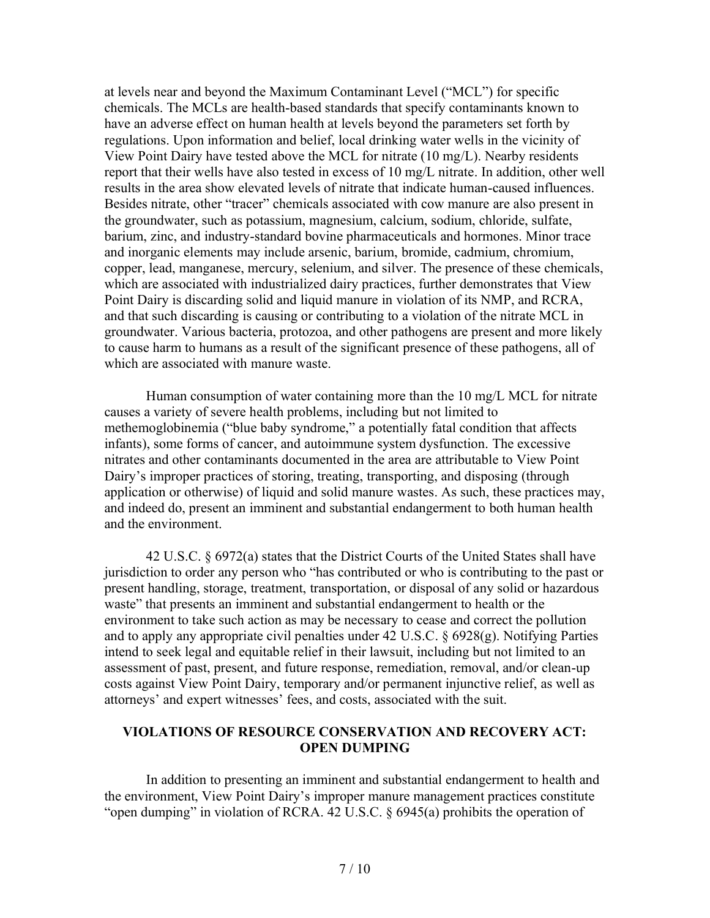at levels near and beyond the Maximum Contaminant Level ("MCL") for specific chemicals. The MCLs are health-based standards that specify contaminants known to have an adverse effect on human health at levels beyond the parameters set forth by regulations. Upon information and belief, local drinking water wells in the vicinity of View Point Dairy have tested above the MCL for nitrate (10 mg/L). Nearby residents report that their wells have also tested in excess of 10 mg/L nitrate. In addition, other well results in the area show elevated levels of nitrate that indicate human-caused influences. Besides nitrate, other "tracer" chemicals associated with cow manure are also present in the groundwater, such as potassium, magnesium, calcium, sodium, chloride, sulfate, barium, zinc, and industry-standard bovine pharmaceuticals and hormones. Minor trace and inorganic elements may include arsenic, barium, bromide, cadmium, chromium, copper, lead, manganese, mercury, selenium, and silver. The presence of these chemicals, which are associated with industrialized dairy practices, further demonstrates that View Point Dairy is discarding solid and liquid manure in violation of its NMP, and RCRA, and that such discarding is causing or contributing to a violation of the nitrate MCL in groundwater. Various bacteria, protozoa, and other pathogens are present and more likely to cause harm to humans as a result of the significant presence of these pathogens, all of which are associated with manure waste.

Human consumption of water containing more than the 10 mg/L MCL for nitrate causes a variety of severe health problems, including but not limited to methemoglobinemia ("blue baby syndrome," a potentially fatal condition that affects infants), some forms of cancer, and autoimmune system dysfunction. The excessive nitrates and other contaminants documented in the area are attributable to View Point Dairy's improper practices of storing, treating, transporting, and disposing (through application or otherwise) of liquid and solid manure wastes. As such, these practices may, and indeed do, present an imminent and substantial endangerment to both human health and the environment.

42 U.S.C. § 6972(a) states that the District Courts of the United States shall have jurisdiction to order any person who "has contributed or who is contributing to the past or present handling, storage, treatment, transportation, or disposal of any solid or hazardous waste" that presents an imminent and substantial endangerment to health or the environment to take such action as may be necessary to cease and correct the pollution and to apply any appropriate civil penalties under 42 U.S.C. § 6928(g). Notifying Parties intend to seek legal and equitable relief in their lawsuit, including but not limited to an assessment of past, present, and future response, remediation, removal, and/or clean-up costs against View Point Dairy, temporary and/or permanent injunctive relief, as well as attorneys' and expert witnesses' fees, and costs, associated with the suit.

## VIOLATIONS OF RESOURCE CONSERVATION AND RECOVERY ACT: OPEN DUMPING

In addition to presenting an imminent and substantial endangerment to health and the environment, View Point Dairy's improper manure management practices constitute "open dumping" in violation of RCRA. 42 U.S.C. § 6945(a) prohibits the operation of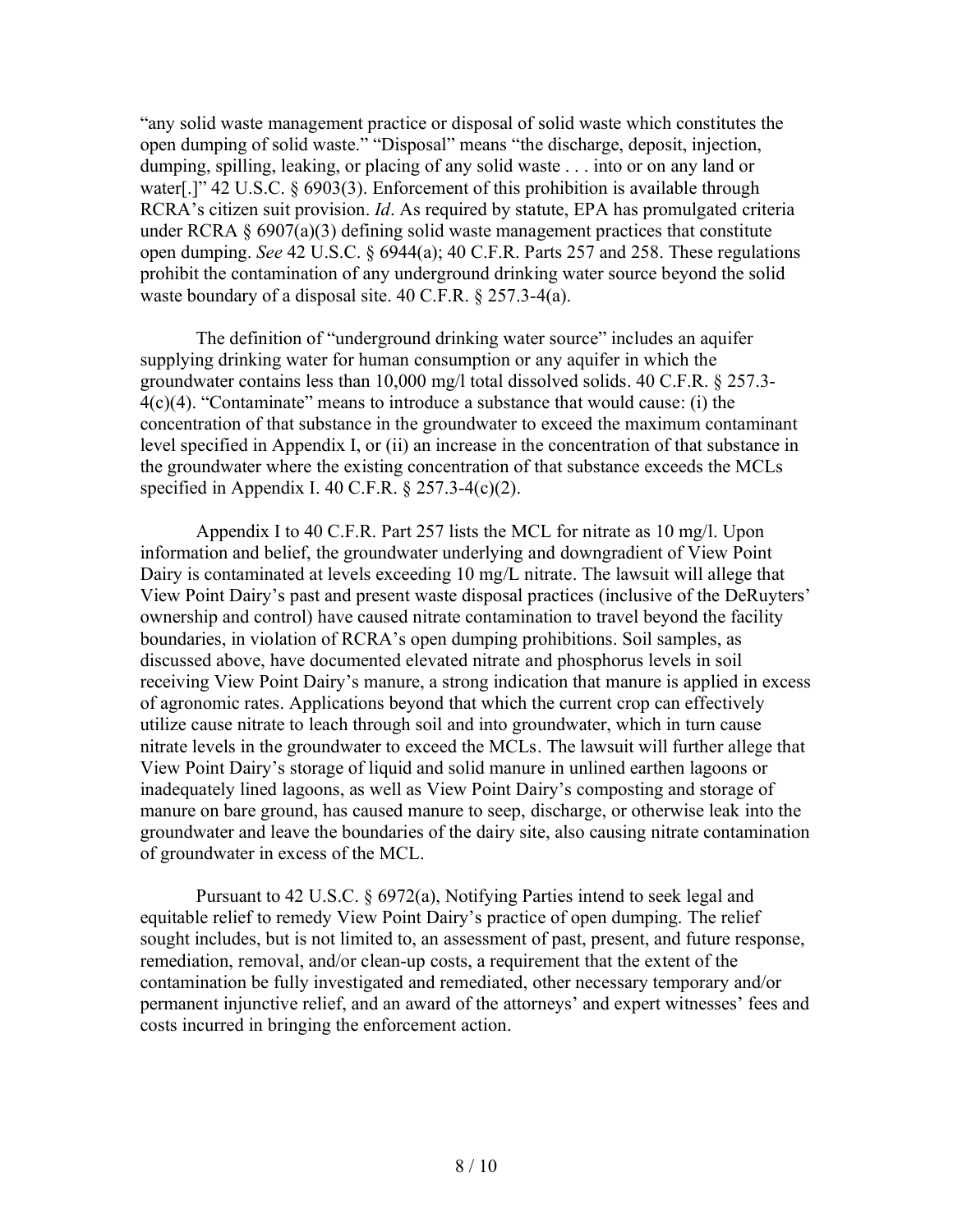"any solid waste management practice or disposal of solid waste which constitutes the open dumping of solid waste." "Disposal" means "the discharge, deposit, injection, dumping, spilling, leaking, or placing of any solid waste . . . into or on any land or water[.]" 42 U.S.C. § 6903(3). Enforcement of this prohibition is available through RCRA's citizen suit provision. *Id*. As required by statute, EPA has promulgated criteria under RCRA § 6907(a)(3) defining solid waste management practices that constitute open dumping. *See* 42 U.S.C. § 6944(a); 40 C.F.R. Parts 257 and 258. These regulations prohibit the contamination of any underground drinking water source beyond the solid waste boundary of a disposal site. 40 C.F.R. § 257.3-4(a).

The definition of "underground drinking water source" includes an aquifer supplying drinking water for human consumption or any aquifer in which the groundwater contains less than 10,000 mg/l total dissolved solids. 40 C.F.R. § 257.3-4(c)(4). "Contaminate" means to introduce a substance that would cause: (i) the concentration of that substance in the groundwater to exceed the maximum contaminant level specified in Appendix I, or (ii) an increase in the concentration of that substance in the groundwater where the existing concentration of that substance exceeds the MCLs specified in Appendix I. 40 C.F.R. § 257.3-4(c)(2).

Appendix I to 40 C.F.R. Part 257 lists the MCL for nitrate as 10 mg/l. Upon information and belief, the groundwater underlying and downgradient of View Point Dairy is contaminated at levels exceeding 10 mg/L nitrate. The lawsuit will allege that View Point Dairy's past and present waste disposal practices (inclusive of the DeRuyters' ownership and control) have caused nitrate contamination to travel beyond the facility boundaries, in violation of RCRA's open dumping prohibitions. Soil samples, as discussed above, have documented elevated nitrate and phosphorus levels in soil receiving View Point Dairy's manure, a strong indication that manure is applied in excess of agronomic rates. Applications beyond that which the current crop can effectively utilize cause nitrate to leach through soil and into groundwater, which in turn cause nitrate levels in the groundwater to exceed the MCLs. The lawsuit will further allege that View Point Dairy's storage of liquid and solid manure in unlined earthen lagoons or inadequately lined lagoons, as well as View Point Dairy's composting and storage of manure on bare ground, has caused manure to seep, discharge, or otherwise leak into the groundwater and leave the boundaries of the dairy site, also causing nitrate contamination of groundwater in excess of the MCL.

Pursuant to 42 U.S.C. § 6972(a), Notifying Parties intend to seek legal and equitable relief to remedy View Point Dairy's practice of open dumping. The relief sought includes, but is not limited to, an assessment of past, present, and future response, remediation, removal, and/or clean-up costs, a requirement that the extent of the contamination be fully investigated and remediated, other necessary temporary and/or permanent injunctive relief, and an award of the attorneys' and expert witnesses' fees and costs incurred in bringing the enforcement action.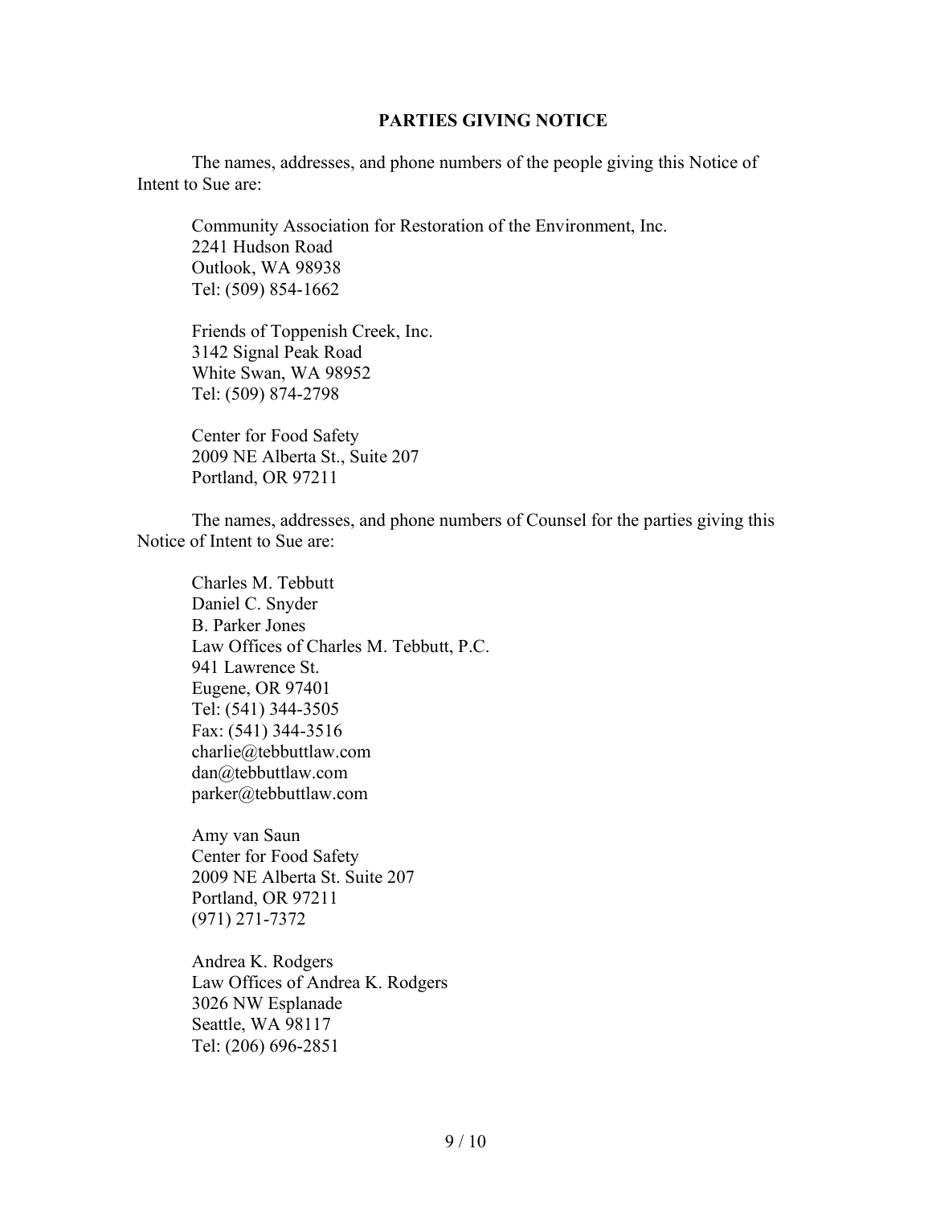**PARTIES GIVING NOTICE**

The names, addresses, and phone numbers of the people giving this Notice of Intent to Sue are:

Community Association for Restoration of the Environment, Inc.
2241 Hudson Road
Outlook, WA 98938
Tel: (509) 854-1662

Friends of Toppenish Creek, Inc.
3142 Signal Peak Road
White Swan, WA 98952
Tel: (509) 874-2798

Center for Food Safety
2009 NE Alberta St., Suite 207
Portland, OR 97211

The names, addresses, and phone numbers of Counsel for the parties giving this Notice of Intent to Sue are:

Charles M. Tebbutt
Daniel C. Snyder
B. Parker Jones
Law Offices of Charles M. Tebbutt, P.C.
941 Lawrence St.
Eugene, OR 97401
Tel: (541) 344-3505
Fax: (541) 344-3516
charlie@tebbuttlaw.com
dan@tebbuttlaw.com
parker@tebbuttlaw.com

Amy van Saun
Center for Food Safety
2009 NE Alberta St. Suite 207
Portland, OR 97211
(971) 271-7372

Andrea K. Rodgers
Law Offices of Andrea K. Rodgers
3026 NW Esplanade
Seattle, WA 98117
Tel: (206) 696-2851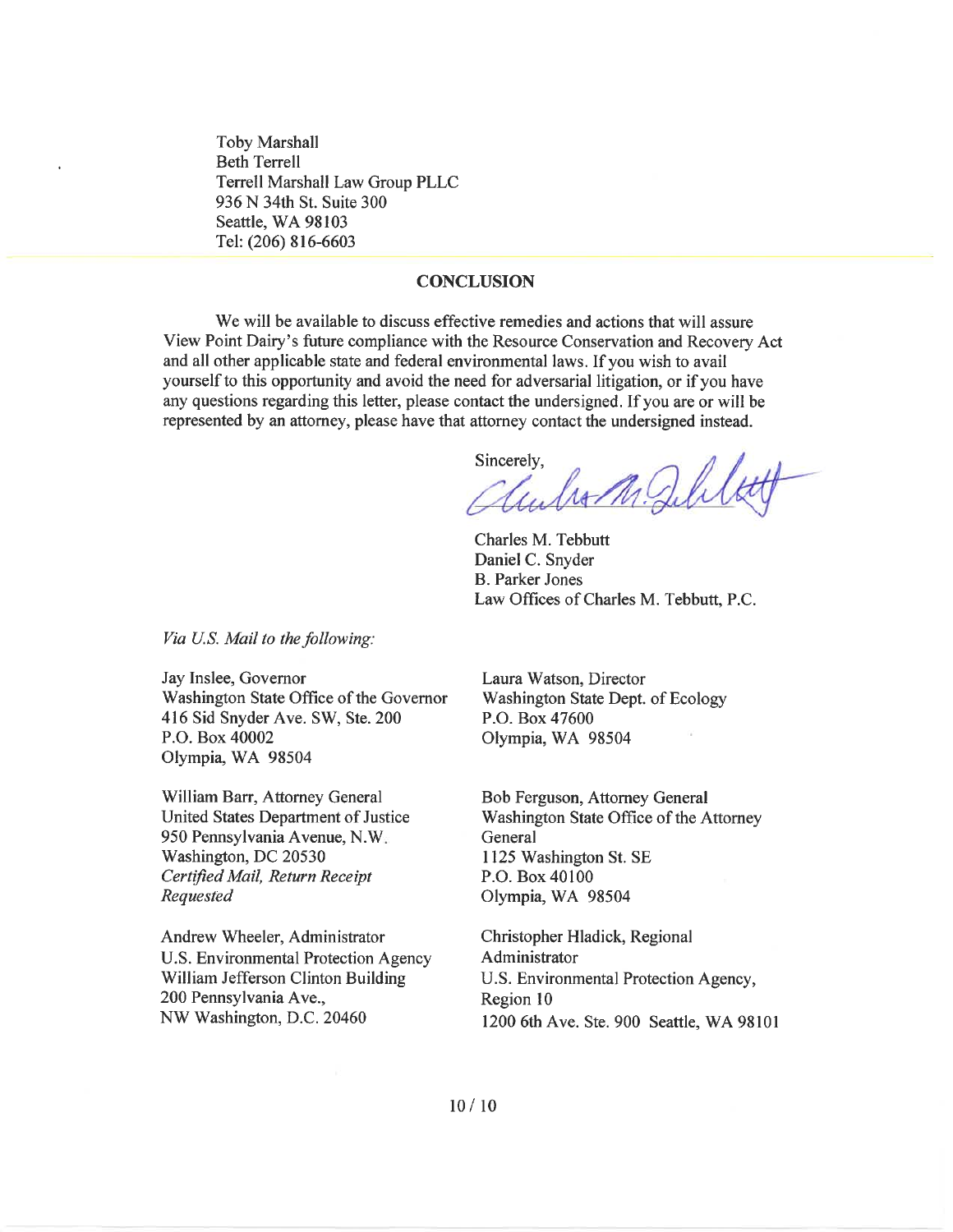Toby Marshall
Beth Terrell
Terrell Marshall Law Group PLLC
936 N 34th St. Suite 300
Seattle, WA 98103
Tel: (206) 816-6603

## CONCLUSION

We will be available to discuss effective remedies and actions that will assure View Point Dairy's future compliance with the Resource Conservation and Recovery Act and all other applicable state and federal environmental laws. If you wish to avail yourself to this opportunity and avoid the need for adversarial litigation, or if you have any questions regarding this letter, please contact the undersigned. If you are or will be represented by an attorney, please have that attorney contact the undersigned instead.

Sincerely,

Charles M. Tebbutt
Daniel C. Snyder
B. Parker Jones
Law Offices of Charles M. Tebbutt, P.C.

*Via U.S. Mail to the following:*

Jay Inslee, Governor
Washington State Office of the Governor
416 Sid Snyder Ave. SW, Ste. 200
P.O. Box 40002
Olympia, WA 98504

Laura Watson, Director
Washington State Dept. of Ecology
P.O. Box 47600
Olympia, WA 98504

William Barr, Attorney General
United States Department of Justice
950 Pennsylvania Avenue, N.W.
Washington, DC 20530
*Certified Mail, Return Receipt Requested*

Bob Ferguson, Attorney General
Washington State Office of the Attorney General
1125 Washington St. SE
P.O. Box 40100
Olympia, WA 98504

Andrew Wheeler, Administrator
U.S. Environmental Protection Agency
William Jefferson Clinton Building
200 Pennsylvania Ave.,
NW Washington, D.C. 20460

Christopher Hladick, Regional Administrator
U.S. Environmental Protection Agency, Region 10
1200 6th Ave. Ste. 900 Seattle, WA 98101